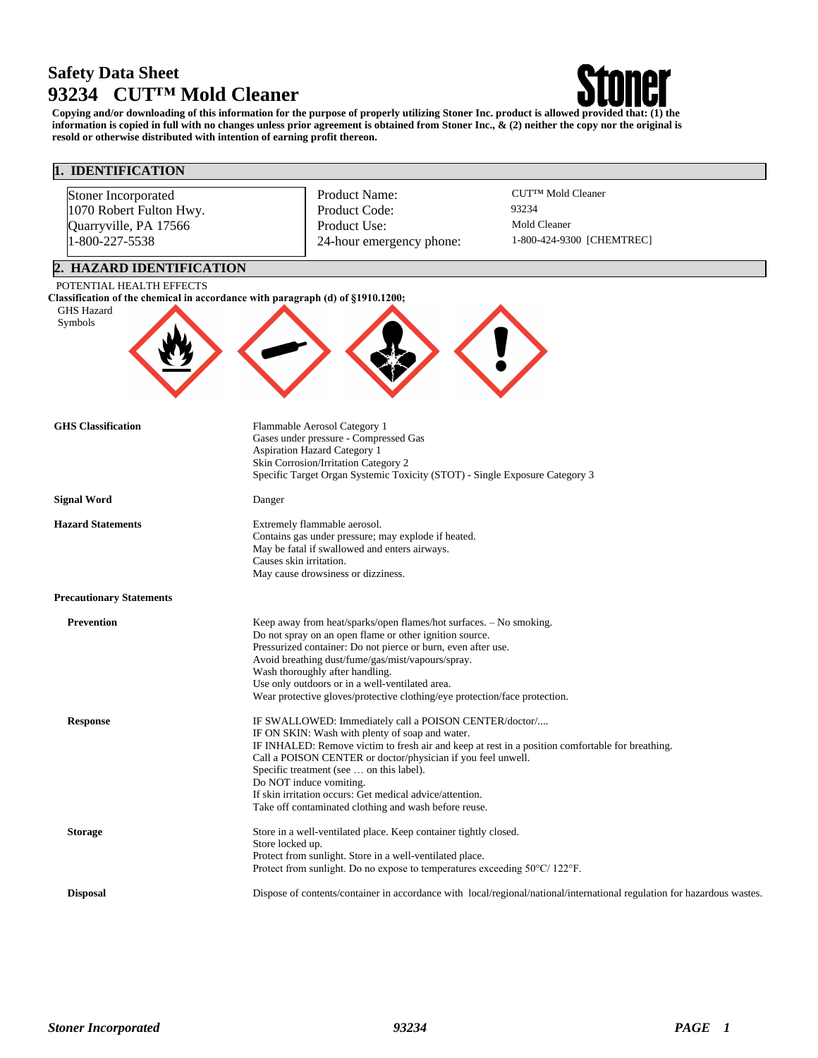# Safety Data Sheet
# 93234 CUT™ Mold Cleaner

**Copying and/or downloading of this information for the purpose of properly utilizing Stoner Inc. product is allowed provided that: (1) the information is copied in full with no changes unless prior agreement is obtained from Stoner Inc., & (2) neither the copy nor the original is resold or otherwise distributed with intention of earning profit thereon.**

## 1. IDENTIFICATION

Stoner Incorporated
1070 Robert Fulton Hwy.
Quarryville, PA 17566
1-800-227-5538

| | |
|---|---|
| Product Name: | CUT™ Mold Cleaner |
| Product Code: | 93234 |
| Product Use: | Mold Cleaner |
| 24-hour emergency phone: | 1-800-424-9300 [CHEMTREC] |

## 2. HAZARD IDENTIFICATION

POTENTIAL HEALTH EFFECTS

**Classification of the chemical in accordance with paragraph (d) of §1910.1200;**

GHS Hazard Symbols

**GHS Classification**

Flammable Aerosol Category 1
Gases under pressure - Compressed Gas
Aspiration Hazard Category 1
Skin Corrosion/Irritation Category 2
Specific Target Organ Systemic Toxicity (STOT) - Single Exposure Category 3

**Signal Word**

Danger

**Hazard Statements**

Extremely flammable aerosol.
Contains gas under pressure; may explode if heated.
May be fatal if swallowed and enters airways.
Causes skin irritation.
May cause drowsiness or dizziness.

**Precautionary Statements**

**Prevention**

Keep away from heat/sparks/open flames/hot surfaces. – No smoking.
Do not spray on an open flame or other ignition source.
Pressurized container: Do not pierce or burn, even after use.
Avoid breathing dust/fume/gas/mist/vapours/spray.
Wash thoroughly after handling.
Use only outdoors or in a well-ventilated area.
Wear protective gloves/protective clothing/eye protection/face protection.

**Response**

IF SWALLOWED: Immediately call a POISON CENTER/doctor/....
IF ON SKIN: Wash with plenty of soap and water.
IF INHALED: Remove victim to fresh air and keep at rest in a position comfortable for breathing.
Call a POISON CENTER or doctor/physician if you feel unwell.
Specific treatment (see … on this label).
Do NOT induce vomiting.
If skin irritation occurs: Get medical advice/attention.
Take off contaminated clothing and wash before reuse.

**Storage**

Store in a well-ventilated place. Keep container tightly closed.
Store locked up.
Protect from sunlight. Store in a well-ventilated place.
Protect from sunlight. Do no expose to temperatures exceeding 50°C/ 122°F.

**Disposal**

Dispose of contents/container in accordance with local/regional/national/international regulation for hazardous wastes.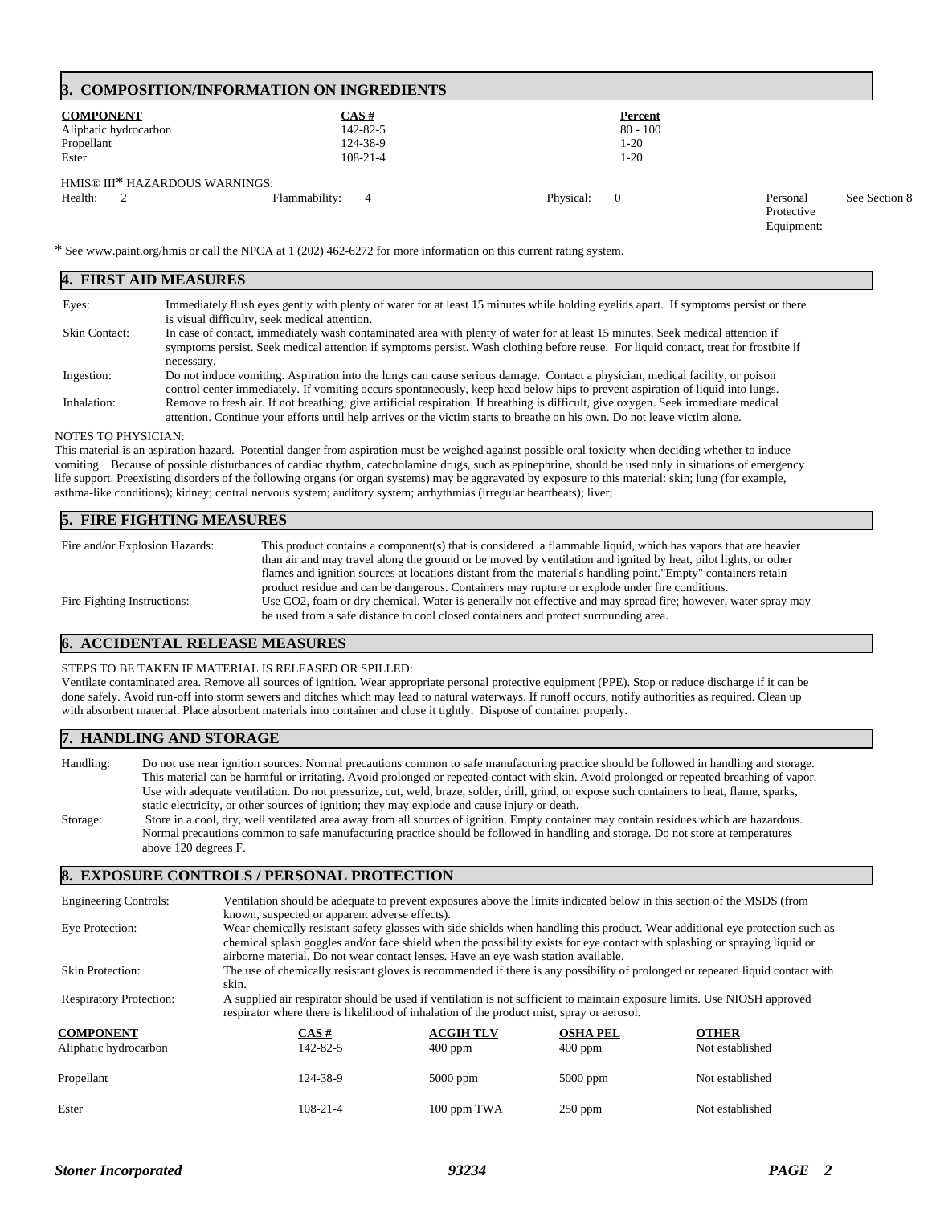## 3. COMPOSITION/INFORMATION ON INGREDIENTS

| COMPONENT | CAS # | Percent |
|---|---|---|
| Aliphatic hydrocarbon | 142-82-5 | 80 - 100 |
| Propellant | 124-38-9 | 1-20 |
| Ester | 108-21-4 | 1-20 |

HMIS® III* HAZARDOUS WARNINGS:

| Health: | 2 | Flammability: | 4 | Physical: | 0 | Personal Protective Equipment: | See Section 8 |
|---|---|---|---|---|---|---|---|

* See www.paint.org/hmis or call the NPCA at 1 (202) 462-6272 for more information on this current rating system.

## 4. FIRST AID MEASURES

**Eyes:** Immediately flush eyes gently with plenty of water for at least 15 minutes while holding eyelids apart. If symptoms persist or there is visual difficulty, seek medical attention.

**Skin Contact:** In case of contact, immediately wash contaminated area with plenty of water for at least 15 minutes. Seek medical attention if symptoms persist. Seek medical attention if symptoms persist. Wash clothing before reuse. For liquid contact, treat for frostbite if necessary.

**Ingestion:** Do not induce vomiting. Aspiration into the lungs can cause serious damage. Contact a physician, medical facility, or poison control center immediately. If vomiting occurs spontaneously, keep head below hips to prevent aspiration of liquid into lungs.

**Inhalation:** Remove to fresh air. If not breathing, give artificial respiration. If breathing is difficult, give oxygen. Seek immediate medical attention. Continue your efforts until help arrives or the victim starts to breathe on his own. Do not leave victim alone.

NOTES TO PHYSICIAN:

This material is an aspiration hazard. Potential danger from aspiration must be weighed against possible oral toxicity when deciding whether to induce vomiting. Because of possible disturbances of cardiac rhythm, catecholamine drugs, such as epinephrine, should be used only in situations of emergency life support. Preexisting disorders of the following organs (or organ systems) may be aggravated by exposure to this material: skin; lung (for example, asthma-like conditions); kidney; central nervous system; auditory system; arrhythmias (irregular heartbeats); liver;

## 5. FIRE FIGHTING MEASURES

**Fire and/or Explosion Hazards:** This product contains a component(s) that is considered a flammable liquid, which has vapors that are heavier than air and may travel along the ground or be moved by ventilation and ignited by heat, pilot lights, or other flames and ignition sources at locations distant from the material's handling point."Empty" containers retain product residue and can be dangerous. Containers may rupture or explode under fire conditions.

**Fire Fighting Instructions:** Use CO2, foam or dry chemical. Water is generally not effective and may spread fire; however, water spray may be used from a safe distance to cool closed containers and protect surrounding area.

## 6. ACCIDENTAL RELEASE MEASURES

STEPS TO BE TAKEN IF MATERIAL IS RELEASED OR SPILLED:

Ventilate contaminated area. Remove all sources of ignition. Wear appropriate personal protective equipment (PPE). Stop or reduce discharge if it can be done safely. Avoid run-off into storm sewers and ditches which may lead to natural waterways. If runoff occurs, notify authorities as required. Clean up with absorbent material. Place absorbent materials into container and close it tightly. Dispose of container properly.

## 7. HANDLING AND STORAGE

**Handling:** Do not use near ignition sources. Normal precautions common to safe manufacturing practice should be followed in handling and storage. This material can be harmful or irritating. Avoid prolonged or repeated contact with skin. Avoid prolonged or repeated breathing of vapor. Use with adequate ventilation. Do not pressurize, cut, weld, braze, solder, drill, grind, or expose such containers to heat, flame, sparks, static electricity, or other sources of ignition; they may explode and cause injury or death.

**Storage:** Store in a cool, dry, well ventilated area away from all sources of ignition. Empty container may contain residues which are hazardous. Normal precautions common to safe manufacturing practice should be followed in handling and storage. Do not store at temperatures above 120 degrees F.

## 8. EXPOSURE CONTROLS / PERSONAL PROTECTION

**Engineering Controls:** Ventilation should be adequate to prevent exposures above the limits indicated below in this section of the MSDS (from known, suspected or apparent adverse effects).

**Eye Protection:** Wear chemically resistant safety glasses with side shields when handling this product. Wear additional eye protection such as chemical splash goggles and/or face shield when the possibility exists for eye contact with splashing or spraying liquid or airborne material. Do not wear contact lenses. Have an eye wash station available.

**Skin Protection:** The use of chemically resistant gloves is recommended if there is any possibility of prolonged or repeated liquid contact with skin.

**Respiratory Protection:** A supplied air respirator should be used if ventilation is not sufficient to maintain exposure limits. Use NIOSH approved respirator where there is likelihood of inhalation of the product mist, spray or aerosol.

| COMPONENT | CAS # | ACGIH TLV | OSHA PEL | OTHER |
|---|---|---|---|---|
| Aliphatic hydrocarbon | 142-82-5 | 400 ppm | 400 ppm | Not established |
| Propellant | 124-38-9 | 5000 ppm | 5000 ppm | Not established |
| Ester | 108-21-4 | 100 ppm TWA | 250 ppm | Not established |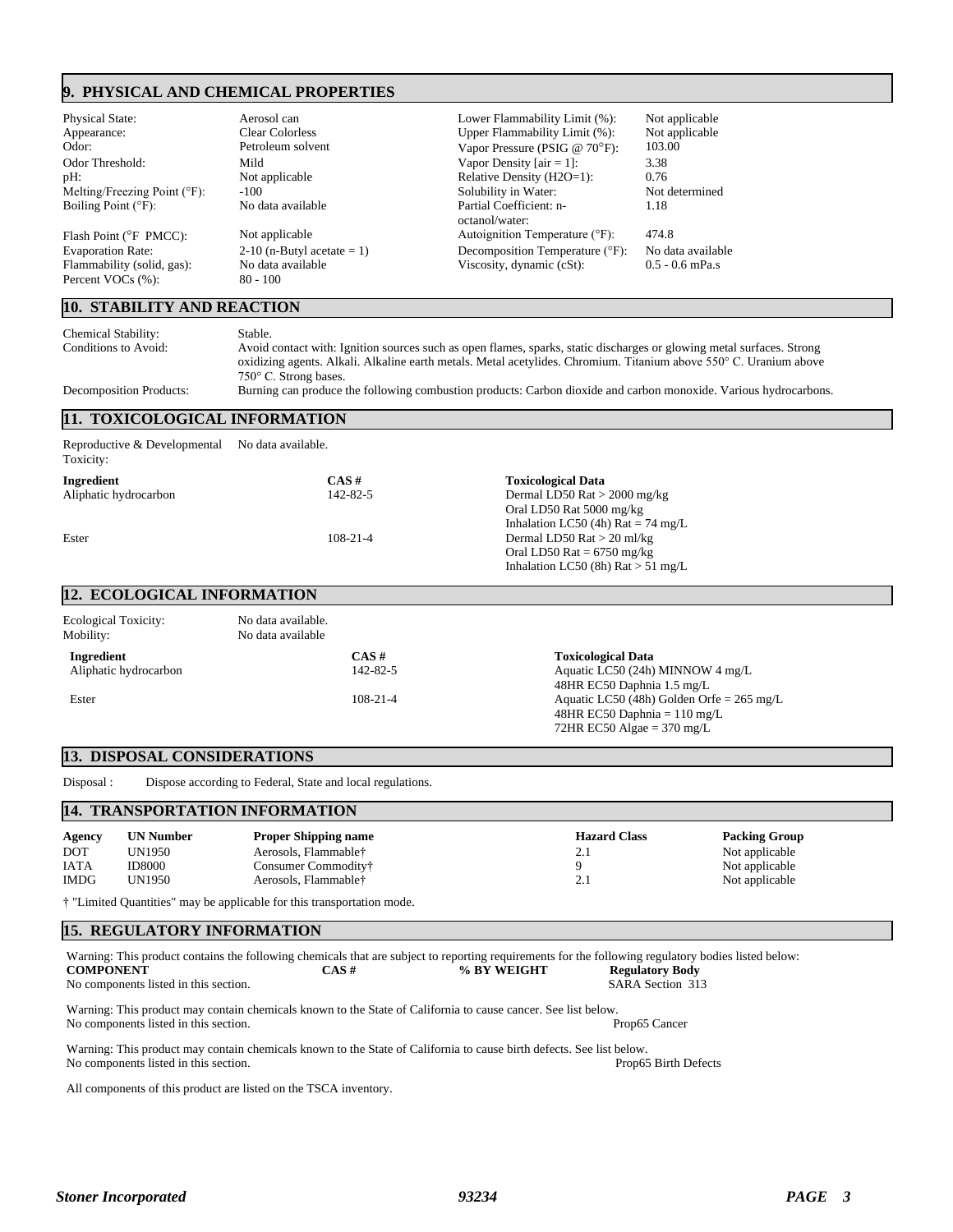## 9. PHYSICAL AND CHEMICAL PROPERTIES

| | | | |
|---|---|---|---|
| Physical State: | Aerosol can | Lower Flammability Limit (%): | Not applicable |
| Appearance: | Clear Colorless | Upper Flammability Limit (%): | Not applicable |
| Odor: | Petroleum solvent | Vapor Pressure (PSIG @ 70°F): | 103.00 |
| Odor Threshold: | Mild | Vapor Density [air = 1]: | 3.38 |
| pH: | Not applicable | Relative Density (H2O=1): | 0.76 |
| Melting/Freezing Point (°F): | -100 | Solubility in Water: | Not determined |
| Boiling Point (°F): | No data available | Partial Coefficient: n-octanol/water: | 1.18 |
| Flash Point (°F PMCC): | Not applicable | Autoignition Temperature (°F): | 474.8 |
| Evaporation Rate: | 2-10 (n-Butyl acetate = 1) | Decomposition Temperature (°F): | No data available |
| Flammability (solid, gas): | No data available | Viscosity, dynamic (cSt): | 0.5 - 0.6 mPa.s |
| Percent VOCs (%): | 80 - 100 | | |

## 10. STABILITY AND REACTION

Chemical Stability: Stable.

Conditions to Avoid: Avoid contact with: Ignition sources such as open flames, sparks, static discharges or glowing metal surfaces. Strong oxidizing agents. Alkali. Alkaline earth metals. Metal acetylides. Chromium. Titanium above 550° C. Uranium above 750° C. Strong bases.

Decomposition Products: Burning can produce the following combustion products: Carbon dioxide and carbon monoxide. Various hydrocarbons.

## 11. TOXICOLOGICAL INFORMATION

Reproductive & Developmental Toxicity: No data available.

| Ingredient | CAS # | Toxicological Data |
|---|---|---|
| Aliphatic hydrocarbon | 142-82-5 | Dermal LD50 Rat > 2000 mg/kg<br>Oral LD50 Rat 5000 mg/kg<br>Inhalation LC50 (4h) Rat = 74 mg/L |
| Ester | 108-21-4 | Dermal LD50 Rat > 20 ml/kg<br>Oral LD50 Rat = 6750 mg/kg<br>Inhalation LC50 (8h) Rat > 51 mg/L |

## 12. ECOLOGICAL INFORMATION

Ecological Toxicity: No data available.

Mobility: No data available

| Ingredient | CAS # | Toxicological Data |
|---|---|---|
| Aliphatic hydrocarbon | 142-82-5 | Aquatic LC50 (24h) MINNOW 4 mg/L<br>48HR EC50 Daphnia 1.5 mg/L |
| Ester | 108-21-4 | Aquatic LC50 (48h) Golden Orfe = 265 mg/L<br>48HR EC50 Daphnia = 110 mg/L<br>72HR EC50 Algae = 370 mg/L |

## 13. DISPOSAL CONSIDERATIONS

Disposal : Dispose according to Federal, State and local regulations.

## 14. TRANSPORTATION INFORMATION

| Agency | UN Number | Proper Shipping name | Hazard Class | Packing Group |
|---|---|---|---|---|
| DOT | UN1950 | Aerosols, Flammable† | 2.1 | Not applicable |
| IATA | ID8000 | Consumer Commodity† | 9 | Not applicable |
| IMDG | UN1950 | Aerosols, Flammable† | 2.1 | Not applicable |

† "Limited Quantities" may be applicable for this transportation mode.

## 15. REGULATORY INFORMATION

Warning: This product contains the following chemicals that are subject to reporting requirements for the following regulatory bodies listed below:

| COMPONENT | CAS # | % BY WEIGHT | Regulatory Body |
|---|---|---|---|
| No components listed in this section. | | | SARA Section 313 |

Warning: This product may contain chemicals known to the State of California to cause cancer. See list below.

No components listed in this section. Prop65 Cancer

Warning: This product may contain chemicals known to the State of California to cause birth defects. See list below.

No components listed in this section. Prop65 Birth Defects

All components of this product are listed on the TSCA inventory.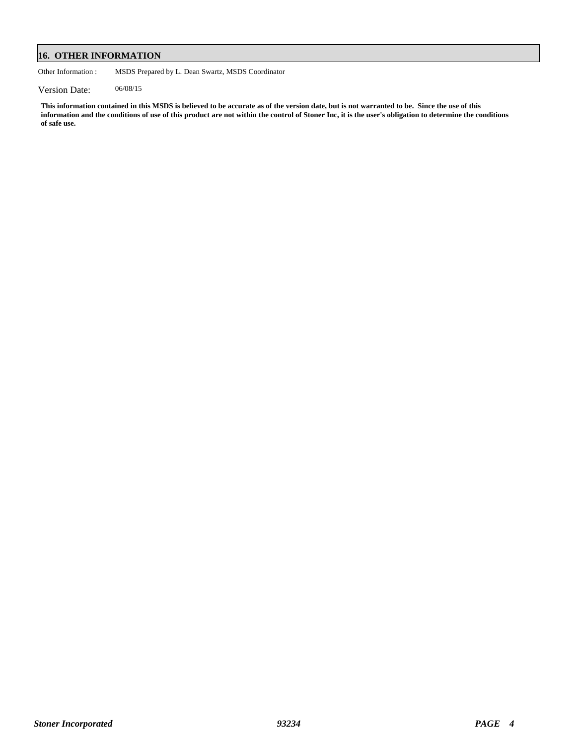## 16. OTHER INFORMATION

Other Information : MSDS Prepared by L. Dean Swartz, MSDS Coordinator

Version Date: 06/08/15

**This information contained in this MSDS is believed to be accurate as of the version date, but is not warranted to be. Since the use of this information and the conditions of use of this product are not within the control of Stoner Inc, it is the user's obligation to determine the conditions of safe use.**